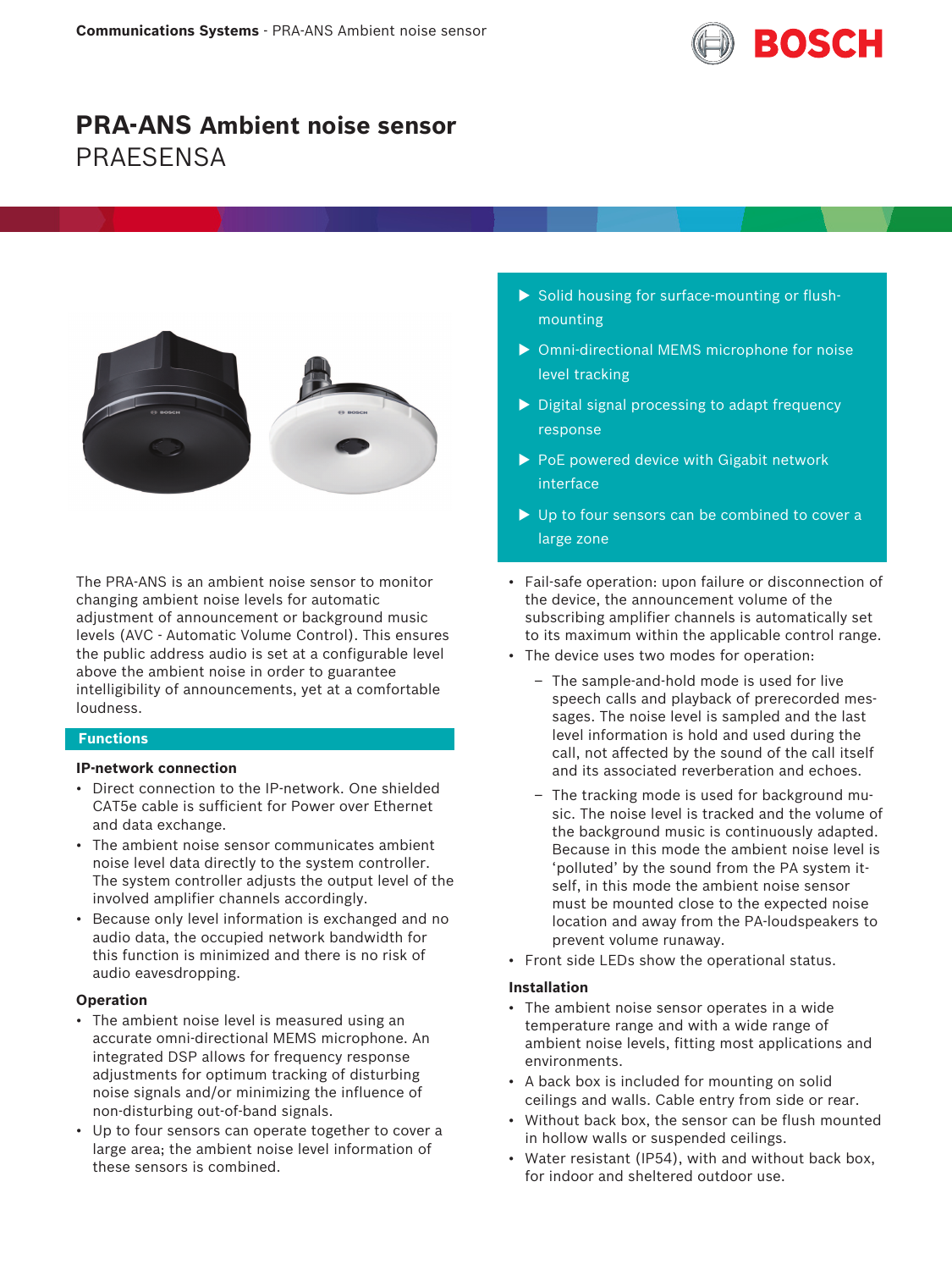# PRA-ANS Ambient noise sensor

PRAESENSA

- Solid housing for surface-mounting or flush-mounting
- Omni-directional MEMS microphone for noise level tracking
- Digital signal processing to adapt frequency response
- PoE powered device with Gigabit network interface
- Up to four sensors can be combined to cover a large zone

The PRA-ANS is an ambient noise sensor to monitor changing ambient noise levels for automatic adjustment of announcement or background music levels (AVC - Automatic Volume Control). This ensures the public address audio is set at a configurable level above the ambient noise in order to guarantee intelligibility of announcements, yet at a comfortable loudness.

## Functions

### IP-network connection

- Direct connection to the IP-network. One shielded CAT5e cable is sufficient for Power over Ethernet and data exchange.
- The ambient noise sensor communicates ambient noise level data directly to the system controller. The system controller adjusts the output level of the involved amplifier channels accordingly.
- Because only level information is exchanged and no audio data, the occupied network bandwidth for this function is minimized and there is no risk of audio eavesdropping.

### Operation

- The ambient noise level is measured using an accurate omni-directional MEMS microphone. An integrated DSP allows for frequency response adjustments for optimum tracking of disturbing noise signals and/or minimizing the influence of non-disturbing out-of-band signals.
- Up to four sensors can operate together to cover a large area; the ambient noise level information of these sensors is combined.
- Fail-safe operation: upon failure or disconnection of the device, the announcement volume of the subscribing amplifier channels is automatically set to its maximum within the applicable control range.
- The device uses two modes for operation:
  - The sample-and-hold mode is used for live speech calls and playback of prerecorded messages. The noise level is sampled and the last level information is hold and used during the call, not affected by the sound of the call itself and its associated reverberation and echoes.
  - The tracking mode is used for background music. The noise level is tracked and the volume of the background music is continuously adapted. Because in this mode the ambient noise level is 'polluted' by the sound from the PA system itself, in this mode the ambient noise sensor must be mounted close to the expected noise location and away from the PA-loudspeakers to prevent volume runaway.
- Front side LEDs show the operational status.

### Installation

- The ambient noise sensor operates in a wide temperature range and with a wide range of ambient noise levels, fitting most applications and environments.
- A back box is included for mounting on solid ceilings and walls. Cable entry from side or rear.
- Without back box, the sensor can be flush mounted in hollow walls or suspended ceilings.
- Water resistant (IP54), with and without back box, for indoor and sheltered outdoor use.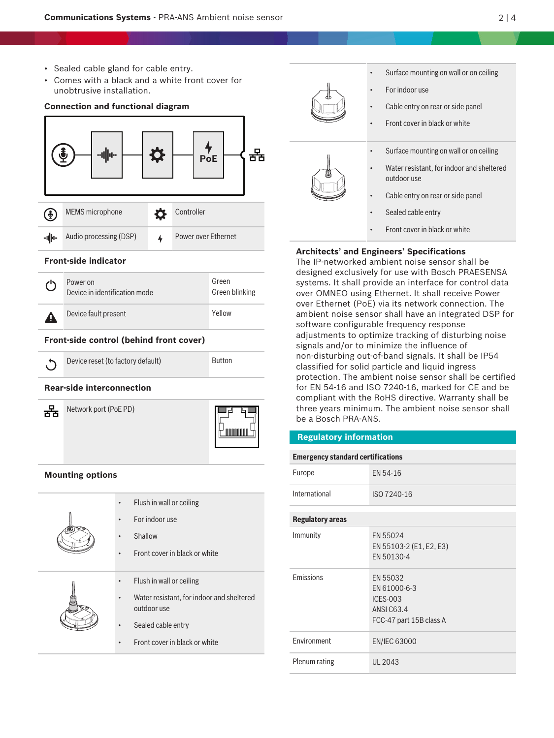- Sealed cable gland for cable entry.
- Comes with a black and a white front cover for unobtrusive installation.

**Connection and functional diagram**

| | | | |
|---|---|---|---|
| | MEMS microphone | | Controller |
| | Audio processing (DSP) | | Power over Ethernet |

**Front-side indicator**

| | | |
|---|---|---|
| | Power on<br>Device in identification mode | Green<br>Green blinking |
| | Device fault present | Yellow |

**Front-side control (behind front cover)**

| | | |
|---|---|---|
| | Device reset (to factory default) | Button |

**Rear-side interconnection**

| | | |
|---|---|---|
| | Network port (PoE PD) | |

**Mounting options**

| | |
|---|---|
| | • Flush in wall or ceiling<br>• For indoor use<br>• Shallow<br>• Front cover in black or white |
| | • Flush in wall or ceiling<br>• Water resistant, for indoor and sheltered outdoor use<br>• Sealed cable entry<br>• Front cover in black or white |
| | • Surface mounting on wall or on ceiling<br>• For indoor use<br>• Cable entry on rear or side panel<br>• Front cover in black or white |
| | • Surface mounting on wall or on ceiling<br>• Water resistant, for indoor and sheltered outdoor use<br>• Cable entry on rear or side panel<br>• Sealed cable entry<br>• Front cover in black or white |

**Architects' and Engineers' Specifications**

The IP-networked ambient noise sensor shall be designed exclusively for use with Bosch PRAESENSA systems. It shall provide an interface for control data over OMNEO using Ethernet. It shall receive Power over Ethernet (PoE) via its network connection. The ambient noise sensor shall have an integrated DSP for software configurable frequency response adjustments to optimize tracking of disturbing noise signals and/or to minimize the influence of non-disturbing out-of-band signals. It shall be IP54 classified for solid particle and liquid ingress protection. The ambient noise sensor shall be certified for EN 54-16 and ISO 7240-16, marked for CE and be compliant with the RoHS directive. Warranty shall be three years minimum. The ambient noise sensor shall be a Bosch PRA-ANS.

## Regulatory information

| Emergency standard certifications | |
|---|---|
| Europe | EN 54-16 |
| International | ISO 7240-16 |

| Regulatory areas | |
|---|---|
| Immunity | EN 55024<br>EN 55103-2 (E1, E2, E3)<br>EN 50130-4 |
| Emissions | EN 55032<br>EN 61000-6-3<br>ICES-003<br>ANSI C63.4<br>FCC-47 part 15B class A |
| Environment | EN/IEC 63000 |
| Plenum rating | UL 2043 |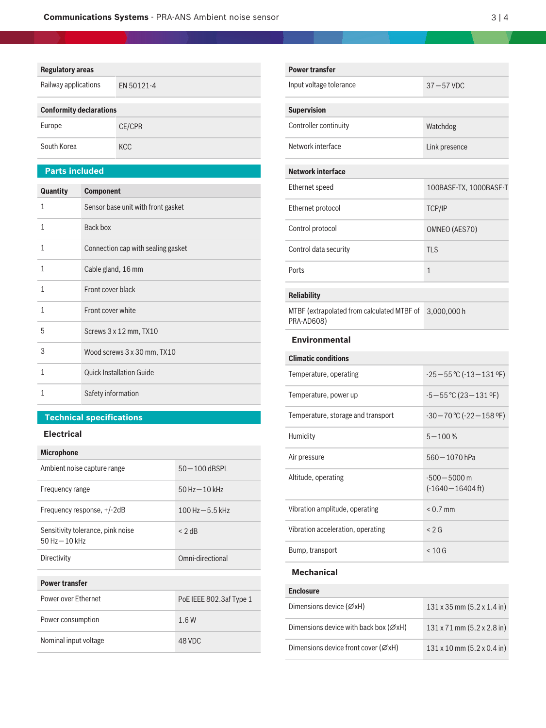| Regulatory areas | |
| --- | --- |
| Railway applications | EN 50121-4 |

| Conformity declarations | |
| --- | --- |
| Europe | CE/CPR |
| South Korea | KCC |

## Parts included

| Quantity | Component |
| --- | --- |
| 1 | Sensor base unit with front gasket |
| 1 | Back box |
| 1 | Connection cap with sealing gasket |
| 1 | Cable gland, 16 mm |
| 1 | Front cover black |
| 1 | Front cover white |
| 5 | Screws 3 x 12 mm, TX10 |
| 3 | Wood screws 3 x 30 mm, TX10 |
| 1 | Quick Installation Guide |
| 1 | Safety information |

## Technical specifications

### Electrical

| Microphone | |
| --- | --- |
| Ambient noise capture range | 50 – 100 dBSPL |
| Frequency range | 50 Hz – 10 kHz |
| Frequency response, +/-2dB | 100 Hz – 5.5 kHz |
| Sensitivity tolerance, pink noise 50 Hz – 10 kHz | < 2 dB |
| Directivity | Omni-directional |

| Power transfer | |
| --- | --- |
| Power over Ethernet | PoE IEEE 802.3af Type 1 |
| Power consumption | 1.6 W |
| Nominal input voltage | 48 VDC |
| Input voltage tolerance | 37 – 57 VDC |

| Supervision | |
| --- | --- |
| Controller continuity | Watchdog |
| Network interface | Link presence |

| Network interface | |
| --- | --- |
| Ethernet speed | 100BASE-TX, 1000BASE-T |
| Ethernet protocol | TCP/IP |
| Control protocol | OMNEO (AES70) |
| Control data security | TLS |
| Ports | 1 |

| Reliability | |
| --- | --- |
| MTBF (extrapolated from calculated MTBF of PRA-AD608) | 3,000,000 h |

### Environmental

| Climatic conditions | |
| --- | --- |
| Temperature, operating | -25 – 55 °C (-13 – 131 ºF) |
| Temperature, power up | -5 – 55 °C (23 – 131 ºF) |
| Temperature, storage and transport | -30 – 70 °C (-22 – 158 ºF) |
| Humidity | 5 – 100 % |
| Air pressure | 560 – 1070 hPa |
| Altitude, operating | -500 – 5000 m (-1640 – 16404 ft) |
| Vibration amplitude, operating | < 0.7 mm |
| Vibration acceleration, operating | < 2 G |
| Bump, transport | < 10 G |

### Mechanical

| Enclosure | |
| --- | --- |
| Dimensions device (ØxH) | 131 x 35 mm (5.2 x 1.4 in) |
| Dimensions device with back box (ØxH) | 131 x 71 mm (5.2 x 2.8 in) |
| Dimensions device front cover (ØxH) | 131 x 10 mm (5.2 x 0.4 in) |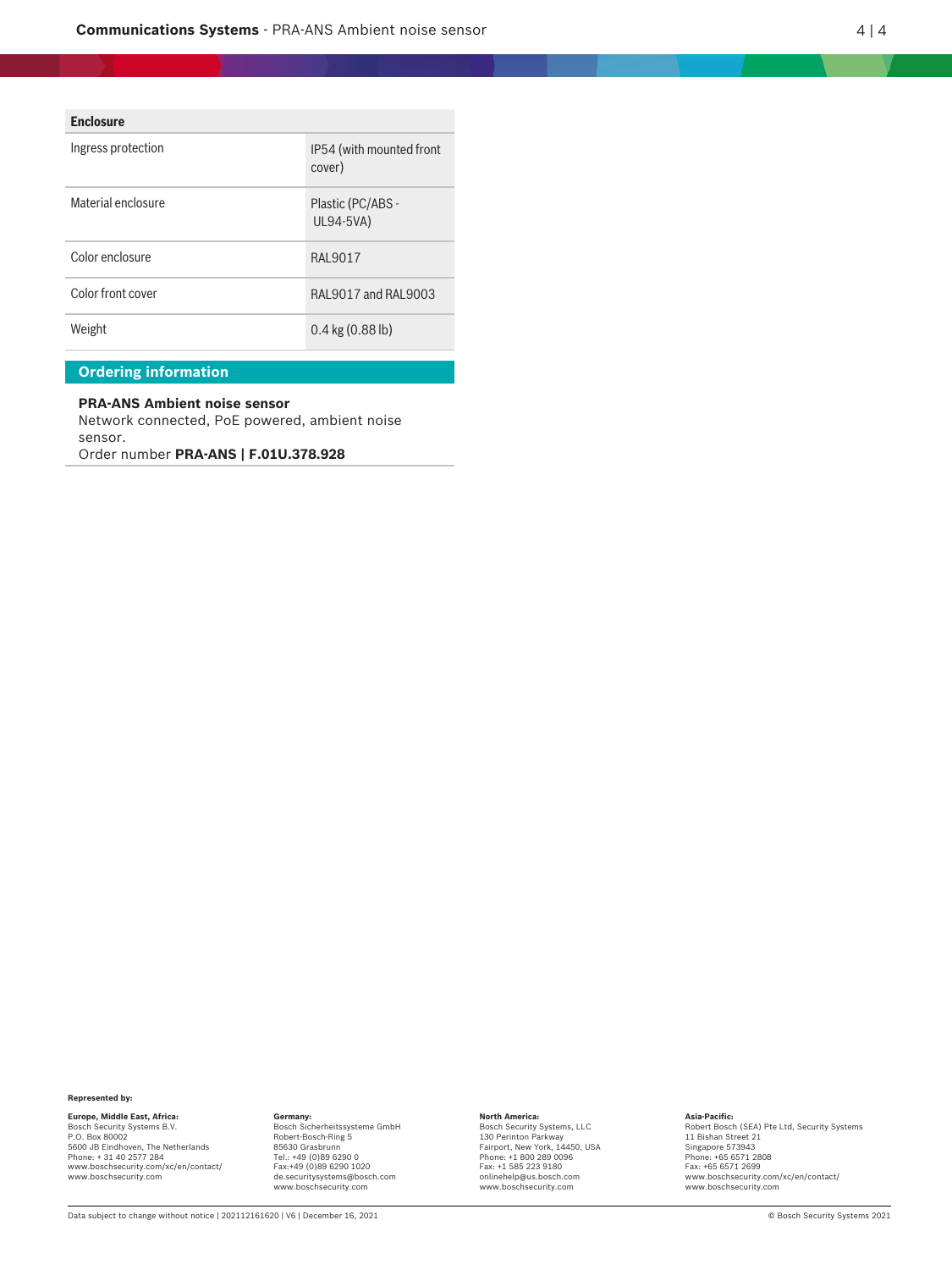| Enclosure | |
|---|---|
| Ingress protection | IP54 (with mounted front cover) |
| Material enclosure | Plastic (PC/ABS - UL94-5VA) |
| Color enclosure | RAL9017 |
| Color front cover | RAL9017 and RAL9003 |
| Weight | 0.4 kg (0.88 lb) |

## Ordering information

**PRA-ANS Ambient noise sensor**
Network connected, PoE powered, ambient noise sensor.
Order number **PRA-ANS | F.01U.378.928**

**Represented by:**

**Europe, Middle East, Africa:**
Bosch Security Systems B.V.
P.O. Box 80002
5600 JB Eindhoven, The Netherlands
Phone: + 31 40 2577 284
www.boschsecurity.com/xc/en/contact/
www.boschsecurity.com

**Germany:**
Bosch Sicherheitssysteme GmbH
Robert-Bosch-Ring 5
85630 Grasbrunn
Tel.: +49 (0)89 6290 0
Fax:+49 (0)89 6290 1020
de.securitysystems@bosch.com
www.boschsecurity.com

**North America:**
Bosch Security Systems, LLC
130 Perinton Parkway
Fairport, New York, 14450, USA
Phone: +1 800 289 0096
Fax: +1 585 223 9180
onlinehelp@us.bosch.com
www.boschsecurity.com

**Asia-Pacific:**
Robert Bosch (SEA) Pte Ltd, Security Systems
11 Bishan Street 21
Singapore 573943
Phone: +65 6571 2808
Fax: +65 6571 2699
www.boschsecurity.com/xc/en/contact/
www.boschsecurity.com

Data subject to change without notice | 202112161620 | V6 | December 16, 2021

© Bosch Security Systems 2021